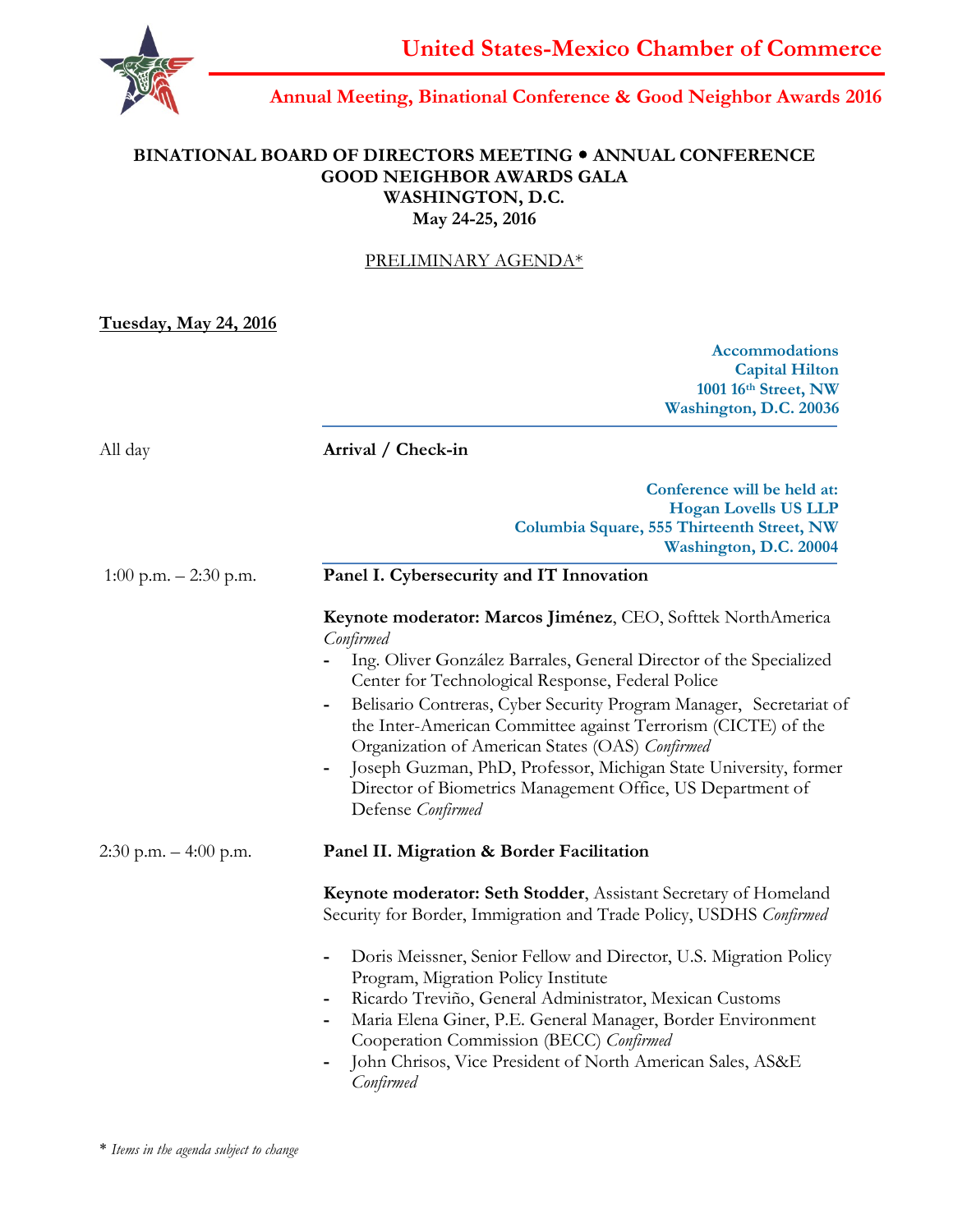# United States-Mexico Chamber of Commerce

## Annual Meeting, Binational Conference & Good Neighbor Awards 2016

**BINATIONAL BOARD OF DIRECTORS MEETING • ANNUAL CONFERENCE**
**GOOD NEIGHBOR AWARDS GALA**
**WASHINGTON, D.C.**
**May 24-25, 2016**

PRELIMINARY AGENDA*

**Tuesday, May 24, 2016**

**Accommodations**
**Capital Hilton**
**1001 16th Street, NW**
**Washington, D.C. 20036**

All day — **Arrival / Check-in**

**Conference will be held at:**
**Hogan Lovells US LLP**
**Columbia Square, 555 Thirteenth Street, NW**
**Washington, D.C. 20004**

1:00 p.m. – 2:30 p.m. — **Panel I. Cybersecurity and IT Innovation**

**Keynote moderator: Marcos Jiménez**, CEO, Softtek NorthAmerica *Confirmed*

- Ing. Oliver González Barrales, General Director of the Specialized Center for Technological Response, Federal Police
- Belisario Contreras, Cyber Security Program Manager, Secretariat of the Inter-American Committee against Terrorism (CICTE) of the Organization of American States (OAS) *Confirmed*
- Joseph Guzman, PhD, Professor, Michigan State University, former Director of Biometrics Management Office, US Department of Defense *Confirmed*

2:30 p.m. – 4:00 p.m. — **Panel II. Migration & Border Facilitation**

**Keynote moderator: Seth Stodder**, Assistant Secretary of Homeland Security for Border, Immigration and Trade Policy, USDHS *Confirmed*

- Doris Meissner, Senior Fellow and Director, U.S. Migration Policy Program, Migration Policy Institute
- Ricardo Treviño, General Administrator, Mexican Customs
- Maria Elena Giner, P.E. General Manager, Border Environment Cooperation Commission (BECC) *Confirmed*
- John Chrisos, Vice President of North American Sales, AS&E *Confirmed*

\* *Items in the agenda subject to change*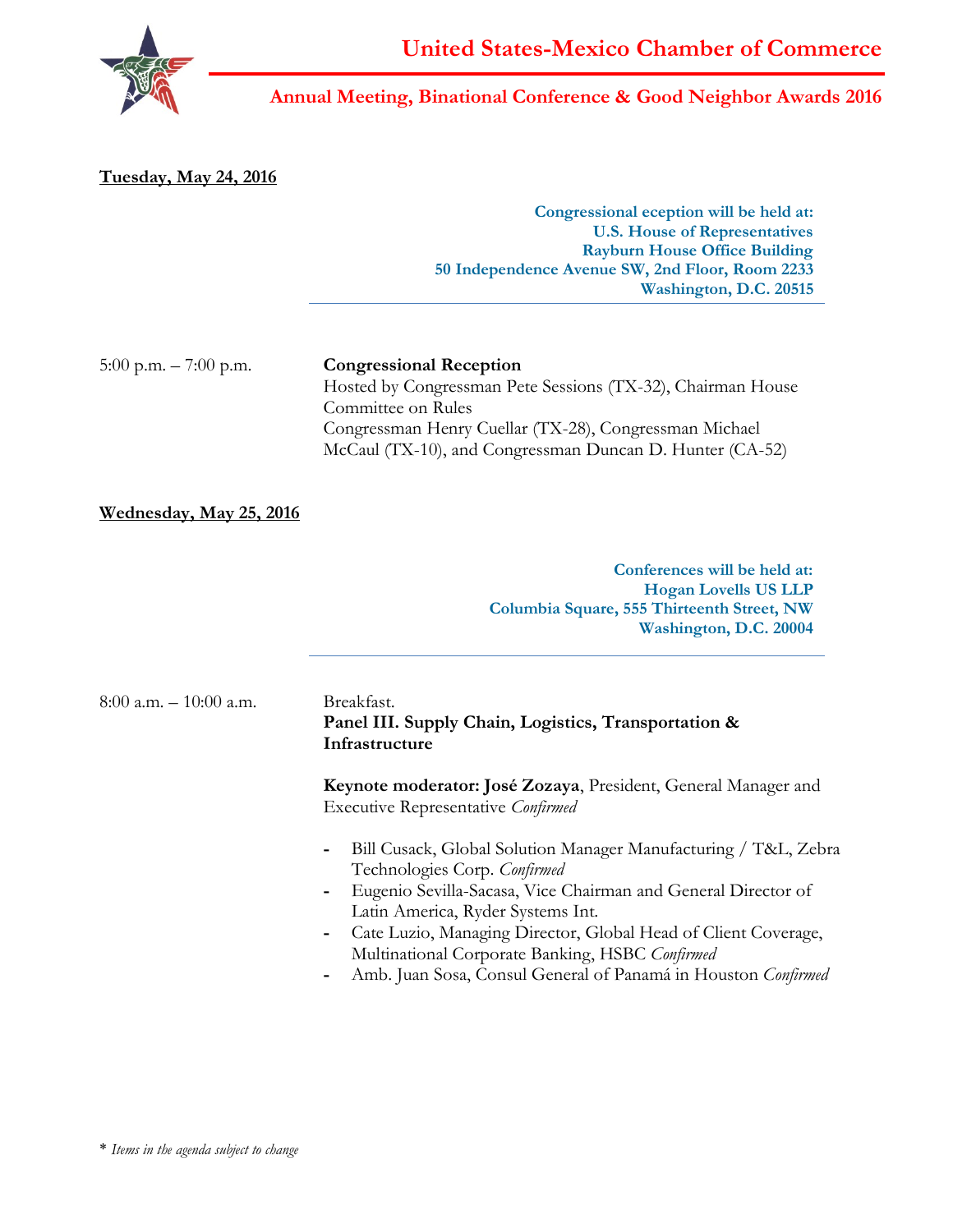# United States-Mexico Chamber of Commerce

## Annual Meeting, Binational Conference & Good Neighbor Awards 2016

**Tuesday, May 24, 2016**

**Congressional eception will be held at:**
**U.S. House of Representatives**
**Rayburn House Office Building**
**50 Independence Avenue SW, 2nd Floor, Room 2233**
**Washington, D.C. 20515**

5:00 p.m. – 7:00 p.m.

**Congressional Reception**
Hosted by Congressman Pete Sessions (TX-32), Chairman House Committee on Rules
Congressman Henry Cuellar (TX-28), Congressman Michael McCaul (TX-10), and Congressman Duncan D. Hunter (CA-52)

**Wednesday, May 25, 2016**

**Conferences will be held at:**
**Hogan Lovells US LLP**
**Columbia Square, 555 Thirteenth Street, NW**
**Washington, D.C. 20004**

8:00 a.m. – 10:00 a.m.

Breakfast.
**Panel III. Supply Chain, Logistics, Transportation & Infrastructure**

**Keynote moderator: José Zozaya**, President, General Manager and Executive Representative *Confirmed*

- Bill Cusack, Global Solution Manager Manufacturing / T&L, Zebra Technologies Corp. *Confirmed*
- Eugenio Sevilla-Sacasa, Vice Chairman and General Director of Latin America, Ryder Systems Int.
- Cate Luzio, Managing Director, Global Head of Client Coverage, Multinational Corporate Banking, HSBC *Confirmed*
- Amb. Juan Sosa, Consul General of Panamá in Houston *Confirmed*

\* *Items in the agenda subject to change*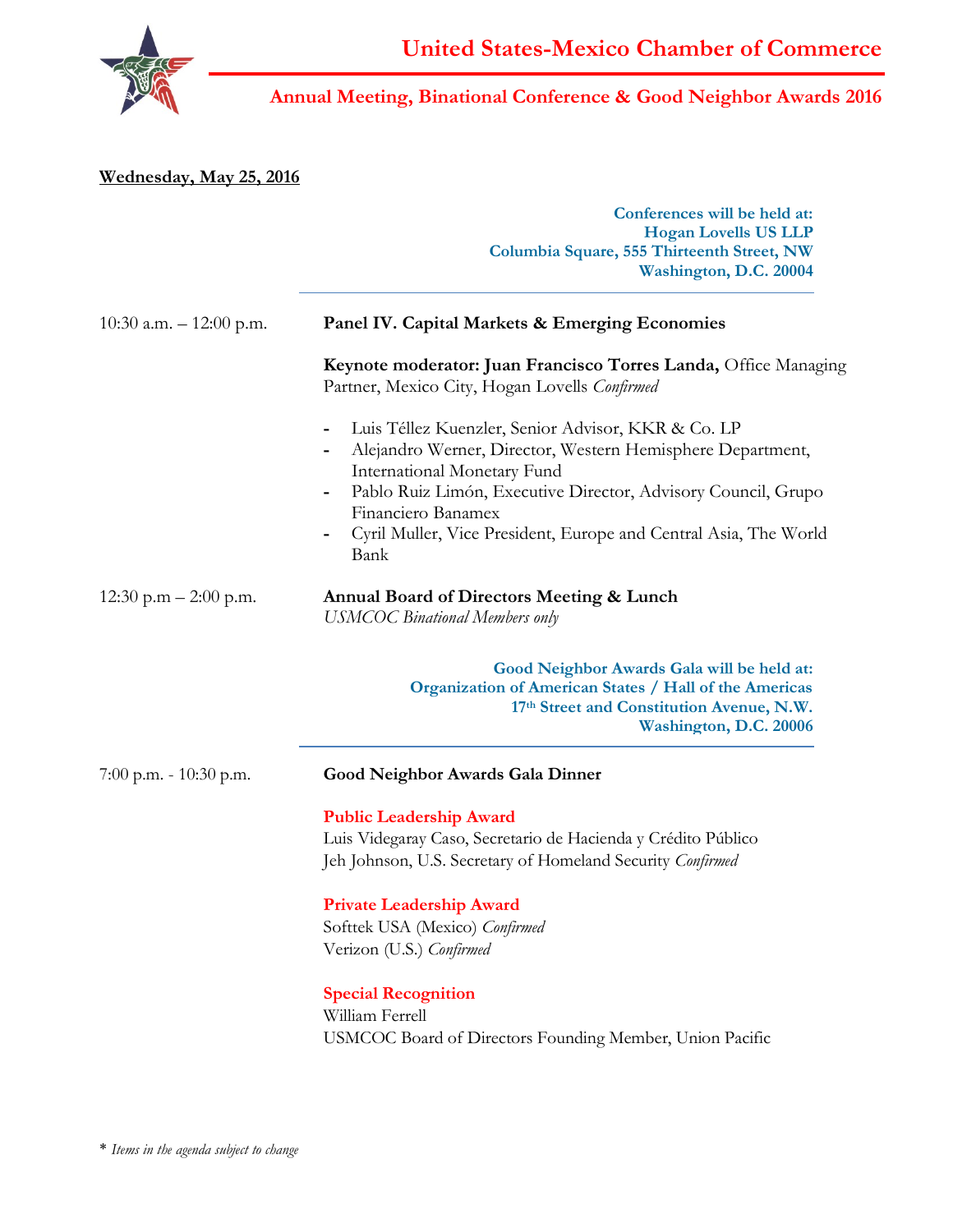# United States-Mexico Chamber of Commerce

## Annual Meeting, Binational Conference & Good Neighbor Awards 2016

**Wednesday, May 25, 2016**

**Conferences will be held at:**
**Hogan Lovells US LLP**
**Columbia Square, 555 Thirteenth Street, NW**
**Washington, D.C. 20004**

---

10:30 a.m. – 12:00 p.m. — **Panel IV. Capital Markets & Emerging Economies**

**Keynote moderator: Juan Francisco Torres Landa,** Office Managing Partner, Mexico City, Hogan Lovells *Confirmed*

- Luis Téllez Kuenzler, Senior Advisor, KKR & Co. LP
- Alejandro Werner, Director, Western Hemisphere Department, International Monetary Fund
- Pablo Ruiz Limón, Executive Director, Advisory Council, Grupo Financiero Banamex
- Cyril Muller, Vice President, Europe and Central Asia, The World Bank

12:30 p.m – 2:00 p.m. — **Annual Board of Directors Meeting & Lunch**
*USMCOC Binational Members only*

**Good Neighbor Awards Gala will be held at:**
**Organization of American States / Hall of the Americas**
**17th Street and Constitution Avenue, N.W.**
**Washington, D.C. 20006**

---

7:00 p.m. - 10:30 p.m. — **Good Neighbor Awards Gala Dinner**

**Public Leadership Award**
Luis Videgaray Caso, Secretario de Hacienda y Crédito Público
Jeh Johnson, U.S. Secretary of Homeland Security *Confirmed*

**Private Leadership Award**
Softtek USA (Mexico) *Confirmed*
Verizon (U.S.) *Confirmed*

**Special Recognition**
William Ferrell
USMCOC Board of Directors Founding Member, Union Pacific

\* *Items in the agenda subject to change*